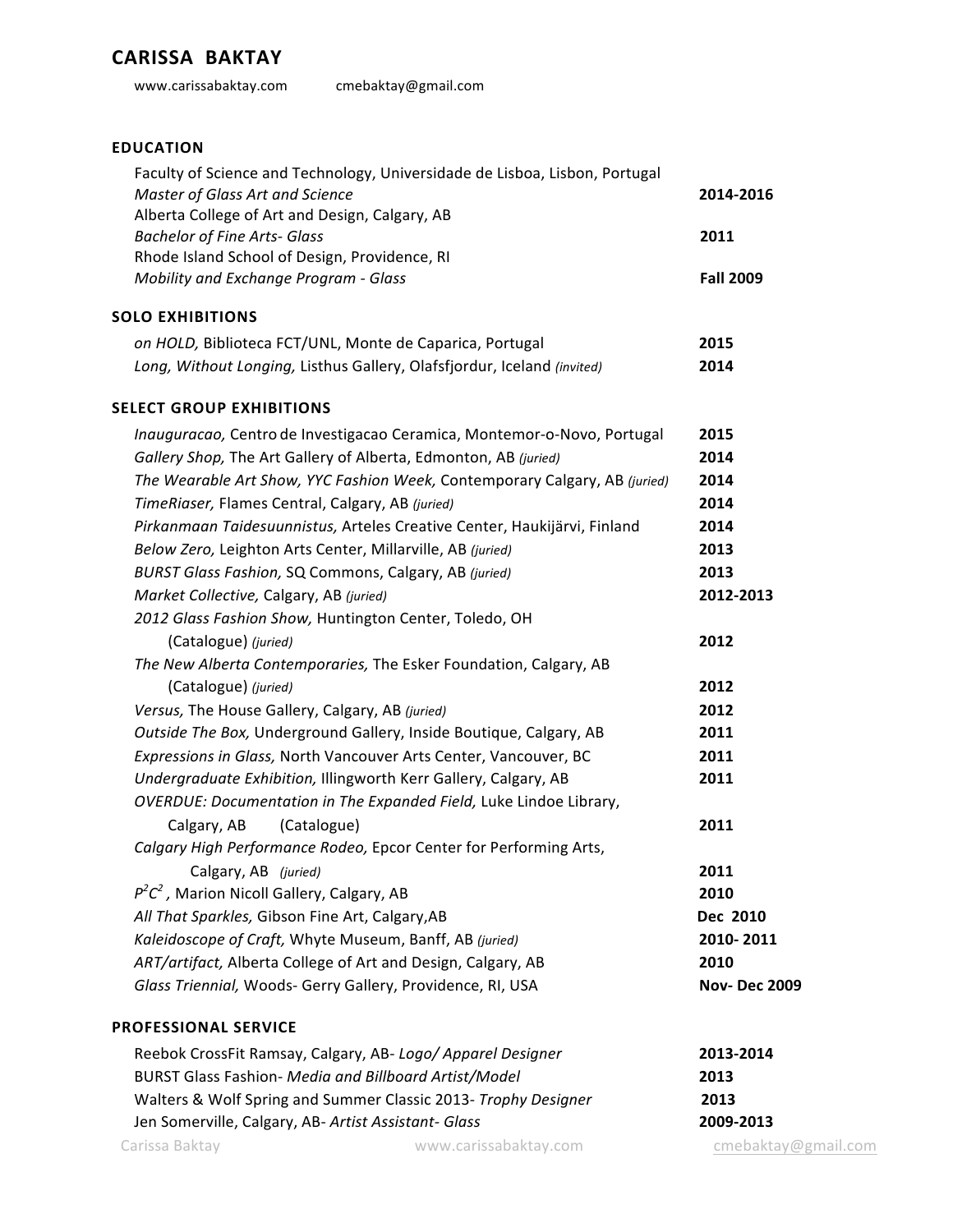# CARISSA BAKTAY

www.carissabaktay.com cmebaktay@gmail.com

## EDUCATION

Faculty of Science and Technology, Universidade de Lisboa, Lisbon, Portugal
*Master of Glass Art and Science* **2014-2016**

Alberta College of Art and Design, Calgary, AB
*Bachelor of Fine Arts- Glass* **2011**

Rhode Island School of Design, Providence, RI
*Mobility and Exchange Program - Glass* **Fall 2009**

## SOLO EXHIBITIONS

*on HOLD,* Biblioteca FCT/UNL, Monte de Caparica, Portugal **2015**

*Long, Without Longing,* Listhus Gallery, Olafsfjordur, Iceland *(invited)* **2014**

## SELECT GROUP EXHIBITIONS

*Inauguracao,* Centro de Investigacao Ceramica, Montemor-o-Novo, Portugal **2015**

*Gallery Shop,* The Art Gallery of Alberta, Edmonton, AB *(juried)* **2014**

*The Wearable Art Show, YYC Fashion Week,* Contemporary Calgary, AB *(juried)* **2014**

*TimeRiaser,* Flames Central, Calgary, AB *(juried)* **2014**

*Pirkanmaan Taidesuunnistus,* Arteles Creative Center, Haukijärvi, Finland **2014**

*Below Zero,* Leighton Arts Center, Millarville, AB *(juried)* **2013**

*BURST Glass Fashion,* SQ Commons, Calgary, AB *(juried)* **2013**

*Market Collective,* Calgary, AB *(juried)* **2012-2013**

*2012 Glass Fashion Show,* Huntington Center, Toledo, OH (Catalogue) *(juried)* **2012**

*The New Alberta Contemporaries,* The Esker Foundation, Calgary, AB (Catalogue) *(juried)* **2012**

*Versus,* The House Gallery, Calgary, AB *(juried)* **2012**

*Outside The Box,* Underground Gallery, Inside Boutique, Calgary, AB **2011**

*Expressions in Glass,* North Vancouver Arts Center, Vancouver, BC **2011**

*Undergraduate Exhibition,* Illingworth Kerr Gallery, Calgary, AB **2011**

*OVERDUE: Documentation in The Expanded Field,* Luke Lindoe Library, Calgary, AB (Catalogue) **2011**

*Calgary High Performance Rodeo,* Epcor Center for Performing Arts, Calgary, AB *(juried)* **2011**

*$P^2C^2$,* Marion Nicoll Gallery, Calgary, AB **2010**

*All That Sparkles,* Gibson Fine Art, Calgary,AB **Dec 2010**

*Kaleidoscope of Craft,* Whyte Museum, Banff, AB *(juried)* **2010- 2011**

*ART/artifact,* Alberta College of Art and Design, Calgary, AB **2010**

*Glass Triennial,* Woods- Gerry Gallery, Providence, RI, USA **Nov- Dec 2009**

## PROFESSIONAL SERVICE

Reebok CrossFit Ramsay, Calgary, AB- *Logo/ Apparel Designer* **2013-2014**

BURST Glass Fashion- *Media and Billboard Artist/Model* **2013**

Walters & Wolf Spring and Summer Classic 2013- *Trophy Designer* **2013**

Jen Somerville, Calgary, AB- *Artist Assistant- Glass* **2009-2013**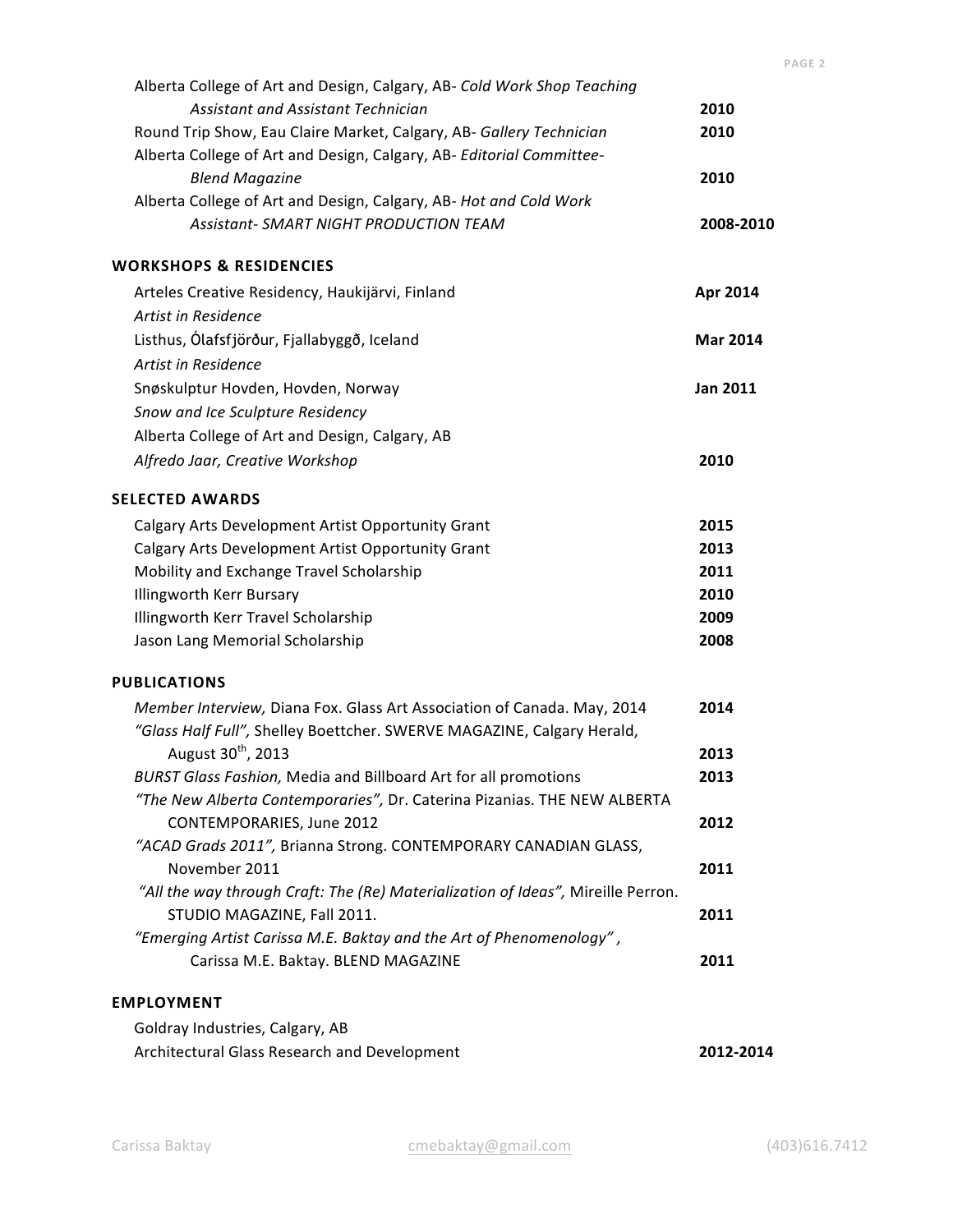Alberta College of Art and Design, Calgary, AB- *Cold Work Shop Teaching Assistant and Assistant Technician* 2010

Round Trip Show, Eau Claire Market, Calgary, AB- *Gallery Technician* 2010

Alberta College of Art and Design, Calgary, AB- *Editorial Committee- Blend Magazine* 2010

Alberta College of Art and Design, Calgary, AB- *Hot and Cold Work Assistant- SMART NIGHT PRODUCTION TEAM* 2008-2010

## WORKSHOPS & RESIDENCIES

Arteles Creative Residency, Haukijärvi, Finland **Apr 2014**
*Artist in Residence*

Listhus, Ólafsfjörður, Fjallabyggð, Iceland **Mar 2014**
*Artist in Residence*

Snøskulptur Hovden, Hovden, Norway **Jan 2011**
*Snow and Ice Sculpture Residency*

Alberta College of Art and Design, Calgary, AB
*Alfredo Jaar, Creative Workshop* **2010**

## SELECTED AWARDS

Calgary Arts Development Artist Opportunity Grant **2015**
Calgary Arts Development Artist Opportunity Grant **2013**
Mobility and Exchange Travel Scholarship **2011**
Illingworth Kerr Bursary **2010**
Illingworth Kerr Travel Scholarship **2009**
Jason Lang Memorial Scholarship **2008**

## PUBLICATIONS

*Member Interview,* Diana Fox. Glass Art Association of Canada. May, 2014 **2014**

*"Glass Half Full",* Shelley Boettcher. SWERVE MAGAZINE, Calgary Herald, August 30th, 2013 **2013**

*BURST Glass Fashion,* Media and Billboard Art for all promotions **2013**

*"The New Alberta Contemporaries",* Dr. Caterina Pizanias. THE NEW ALBERTA CONTEMPORARIES, June 2012 **2012**

*"ACAD Grads 2011",* Brianna Strong. CONTEMPORARY CANADIAN GLASS, November 2011 **2011**

*"All the way through Craft: The (Re) Materialization of Ideas",* Mireille Perron. STUDIO MAGAZINE, Fall 2011. **2011**

*"Emerging Artist Carissa M.E. Baktay and the Art of Phenomenology" ,* Carissa M.E. Baktay. BLEND MAGAZINE **2011**

## EMPLOYMENT

Goldray Industries, Calgary, AB
Architectural Glass Research and Development **2012-2014**